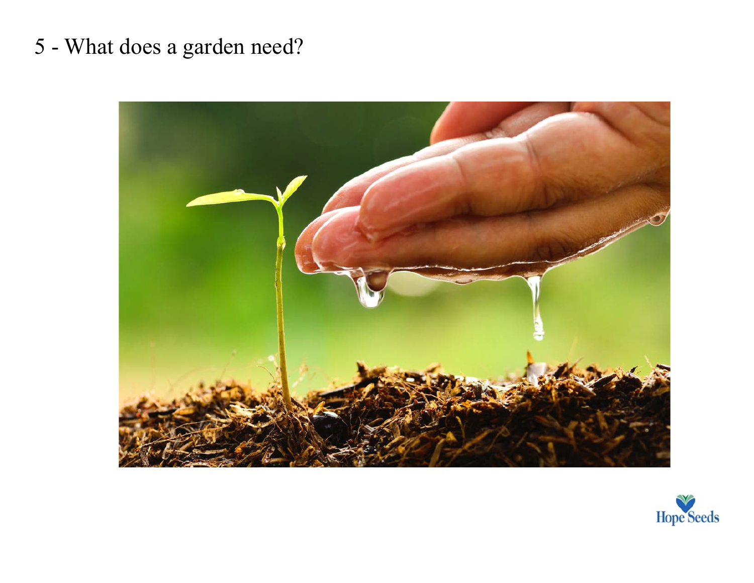5 - What does a garden need?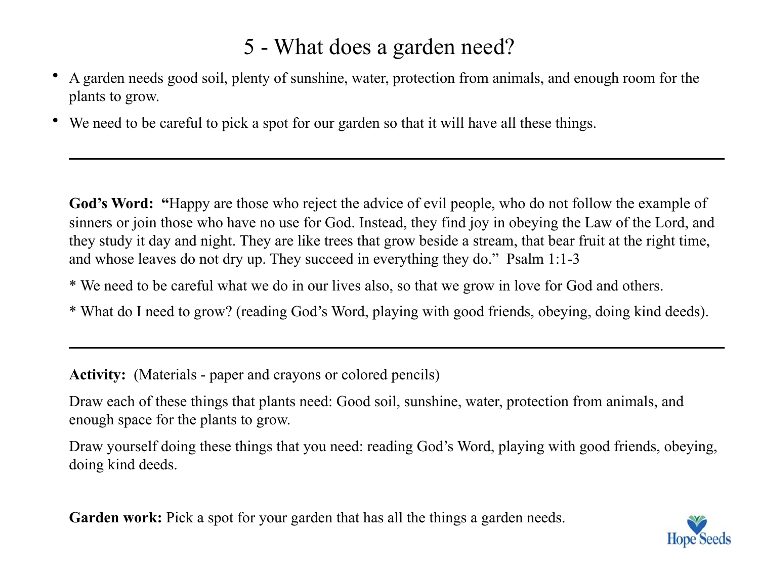# 5 - What does a garden need?

- A garden needs good soil, plenty of sunshine, water, protection from animals, and enough room for the plants to grow.
- We need to be careful to pick a spot for our garden so that it will have all these things.

---

**God's Word:** **"**Happy are those who reject the advice of evil people, who do not follow the example of sinners or join those who have no use for God. Instead, they find joy in obeying the Law of the Lord, and they study it day and night. They are like trees that grow beside a stream, that bear fruit at the right time, and whose leaves do not dry up. They succeed in everything they do." Psalm 1:1-3

* We need to be careful what we do in our lives also, so that we grow in love for God and others.

* What do I need to grow? (reading God's Word, playing with good friends, obeying, doing kind deeds).

---

**Activity:** (Materials - paper and crayons or colored pencils)

Draw each of these things that plants need: Good soil, sunshine, water, protection from animals, and enough space for the plants to grow.

Draw yourself doing these things that you need: reading God's Word, playing with good friends, obeying, doing kind deeds.

**Garden work:** Pick a spot for your garden that has all the things a garden needs.

Hope Seeds